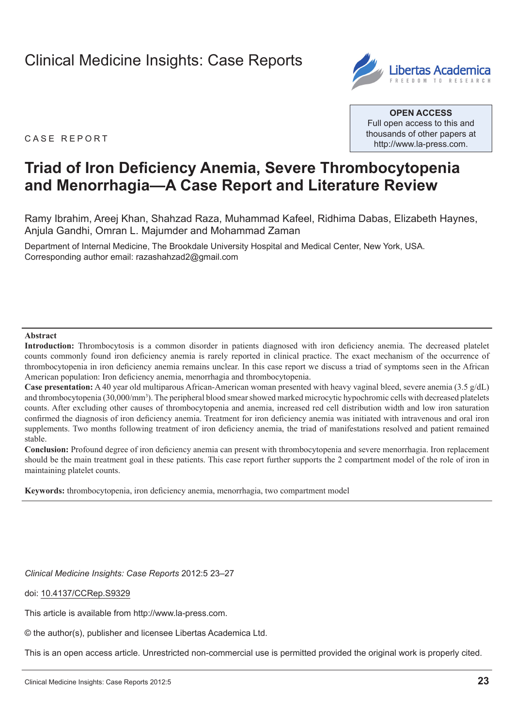Clinical Medicine Insights: Case Reports

OPEN ACCESS
Full open access to this and thousands of other papers at http://www.la-press.com.

CASE REPORT

# Triad of Iron Deficiency Anemia, Severe Thrombocytopenia and Menorrhagia—A Case Report and Literature Review

Ramy Ibrahim, Areej Khan, Shahzad Raza, Muhammad Kafeel, Ridhima Dabas, Elizabeth Haynes, Anjula Gandhi, Omran L. Majumder and Mohammad Zaman

Department of Internal Medicine, The Brookdale University Hospital and Medical Center, New York, USA.
Corresponding author email: razashahzad2@gmail.com

**Abstract**

**Introduction:** Thrombocytosis is a common disorder in patients diagnosed with iron deficiency anemia. The decreased platelet counts commonly found iron deficiency anemia is rarely reported in clinical practice. The exact mechanism of the occurrence of thrombocytopenia in iron deficiency anemia remains unclear. In this case report we discuss a triad of symptoms seen in the African American population: Iron deficiency anemia, menorrhagia and thrombocytopenia.

**Case presentation:** A 40 year old multiparous African-American woman presented with heavy vaginal bleed, severe anemia (3.5 g/dL) and thrombocytopenia (30,000/mm$^3$). The peripheral blood smear showed marked microcytic hypochromic cells with decreased platelets counts. After excluding other causes of thrombocytopenia and anemia, increased red cell distribution width and low iron saturation confirmed the diagnosis of iron deficiency anemia. Treatment for iron deficiency anemia was initiated with intravenous and oral iron supplements. Two months following treatment of iron deficiency anemia, the triad of manifestations resolved and patient remained stable.

**Conclusion:** Profound degree of iron deficiency anemia can present with thrombocytopenia and severe menorrhagia. Iron replacement should be the main treatment goal in these patients. This case report further supports the 2 compartment model of the role of iron in maintaining platelet counts.

**Keywords:** thrombocytopenia, iron deficiency anemia, menorrhagia, two compartment model

*Clinical Medicine Insights: Case Reports* 2012:5 23–27

doi: 10.4137/CCRep.S9329

This article is available from http://www.la-press.com.

© the author(s), publisher and licensee Libertas Academica Ltd.

This is an open access article. Unrestricted non-commercial use is permitted provided the original work is properly cited.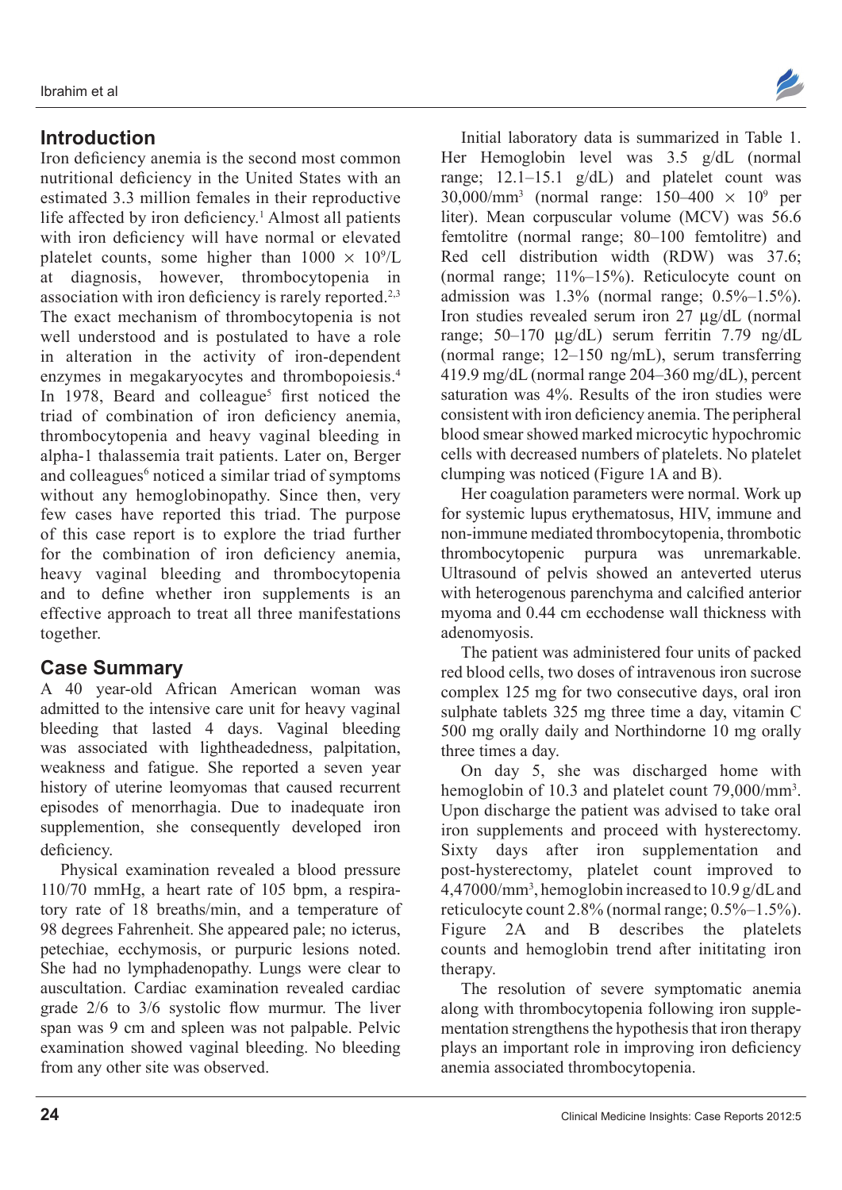## Introduction

Iron deficiency anemia is the second most common nutritional deficiency in the United States with an estimated 3.3 million females in their reproductive life affected by iron deficiency.[1] Almost all patients with iron deficiency will have normal or elevated platelet counts, some higher than $1000 \times 10^9$/L at diagnosis, however, thrombocytopenia in association with iron deficiency is rarely reported.[2,3] The exact mechanism of thrombocytopenia is not well understood and is postulated to have a role in alteration in the activity of iron-dependent enzymes in megakaryocytes and thrombopoiesis.[4] In 1978, Beard and colleague[5] first noticed the triad of combination of iron deficiency anemia, thrombocytopenia and heavy vaginal bleeding in alpha-1 thalassemia trait patients. Later on, Berger and colleagues[6] noticed a similar triad of symptoms without any hemoglobinopathy. Since then, very few cases have reported this triad. The purpose of this case report is to explore the triad further for the combination of iron deficiency anemia, heavy vaginal bleeding and thrombocytopenia and to define whether iron supplements is an effective approach to treat all three manifestations together.

## Case Summary

A 40 year-old African American woman was admitted to the intensive care unit for heavy vaginal bleeding that lasted 4 days. Vaginal bleeding was associated with lightheadedness, palpitation, weakness and fatigue. She reported a seven year history of uterine leomyomas that caused recurrent episodes of menorrhagia. Due to inadequate iron supplemention, she consequently developed iron deficiency.

Physical examination revealed a blood pressure 110/70 mmHg, a heart rate of 105 bpm, a respiratory rate of 18 breaths/min, and a temperature of 98 degrees Fahrenheit. She appeared pale; no icterus, petechiae, ecchymosis, or purpuric lesions noted. She had no lymphadenopathy. Lungs were clear to auscultation. Cardiac examination revealed cardiac grade 2/6 to 3/6 systolic flow murmur. The liver span was 9 cm and spleen was not palpable. Pelvic examination showed vaginal bleeding. No bleeding from any other site was observed.

Initial laboratory data is summarized in Table 1. Her Hemoglobin level was 3.5 g/dL (normal range; 12.1–15.1 g/dL) and platelet count was 30,000/mm$^3$ (normal range: 150–400 $\times$ $10^9$ per liter). Mean corpuscular volume (MCV) was 56.6 femtolitre (normal range; 80–100 femtolitre) and Red cell distribution width (RDW) was 37.6; (normal range; 11%–15%). Reticulocyte count on admission was 1.3% (normal range; 0.5%–1.5%). Iron studies revealed serum iron 27 µg/dL (normal range; 50–170 µg/dL) serum ferritin 7.79 ng/dL (normal range; 12–150 ng/mL), serum transferring 419.9 mg/dL (normal range 204–360 mg/dL), percent saturation was 4%. Results of the iron studies were consistent with iron deficiency anemia. The peripheral blood smear showed marked microcytic hypochromic cells with decreased numbers of platelets. No platelet clumping was noticed (Figure 1A and B).

Her coagulation parameters were normal. Work up for systemic lupus erythematosus, HIV, immune and non-immune mediated thrombocytopenia, thrombotic thrombocytopenic purpura was unremarkable. Ultrasound of pelvis showed an anteverted uterus with heterogenous parenchyma and calcified anterior myoma and 0.44 cm ecchodense wall thickness with adenomyosis.

The patient was administered four units of packed red blood cells, two doses of intravenous iron sucrose complex 125 mg for two consecutive days, oral iron sulphate tablets 325 mg three time a day, vitamin C 500 mg orally daily and Northindorne 10 mg orally three times a day.

On day 5, she was discharged home with hemoglobin of 10.3 and platelet count 79,000/mm$^3$. Upon discharge the patient was advised to take oral iron supplements and proceed with hysterectomy. Sixty days after iron supplementation and post-hysterectomy, platelet count improved to 4,47000/mm$^3$, hemoglobin increased to 10.9 g/dL and reticulocyte count 2.8% (normal range; 0.5%–1.5%). Figure 2A and B describes the platelets counts and hemoglobin trend after inititating iron therapy.

The resolution of severe symptomatic anemia along with thrombocytopenia following iron supplementation strengthens the hypothesis that iron therapy plays an important role in improving iron deficiency anemia associated thrombocytopenia.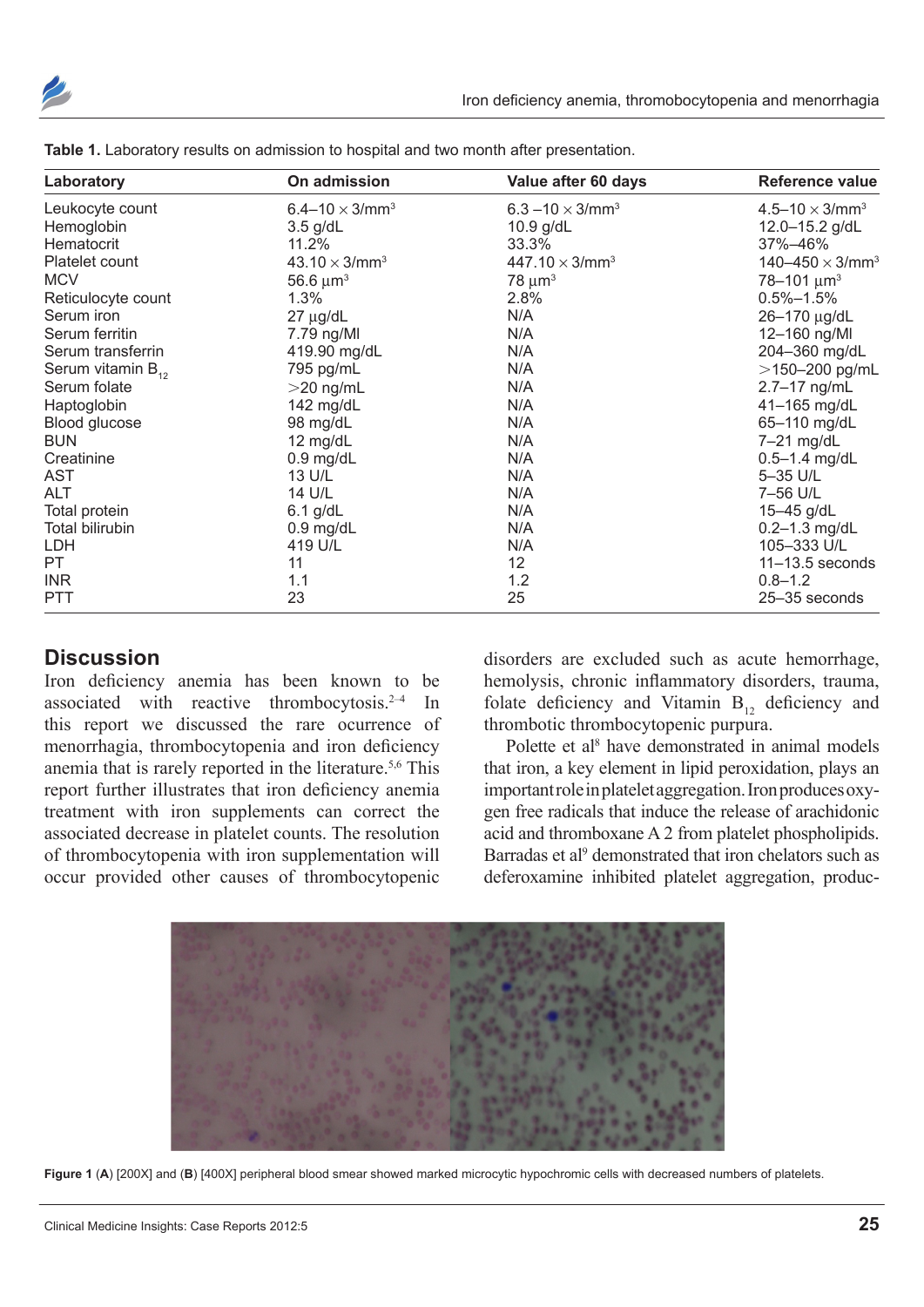**Table 1.** Laboratory results on admission to hospital and two month after presentation.

| Laboratory | On admission | Value after 60 days | Reference value |
|---|---|---|---|
| Leukocyte count | 6.4–10 × 3/mm$^3$ | 6.3 –10 × 3/mm$^3$ | 4.5–10 × 3/mm$^3$ |
| Hemoglobin | 3.5 g/dL | 10.9 g/dL | 12.0–15.2 g/dL |
| Hematocrit | 11.2% | 33.3% | 37%–46% |
| Platelet count | 43.10 × 3/mm$^3$ | 447.10 × 3/mm$^3$ | 140–450 × 3/mm$^3$ |
| MCV | 56.6 μm$^3$ | 78 μm$^3$ | 78–101 μm$^3$ |
| Reticulocyte count | 1.3% | 2.8% | 0.5%–1.5% |
| Serum iron | 27 μg/dL | N/A | 26–170 μg/dL |
| Serum ferritin | 7.79 ng/Ml | N/A | 12–160 ng/Ml |
| Serum transferrin | 419.90 mg/dL | N/A | 204–360 mg/dL |
| Serum vitamin $B_{12}$ | 795 pg/mL | N/A | >150–200 pg/mL |
| Serum folate | >20 ng/mL | N/A | 2.7–17 ng/mL |
| Haptoglobin | 142 mg/dL | N/A | 41–165 mg/dL |
| Blood glucose | 98 mg/dL | N/A | 65–110 mg/dL |
| BUN | 12 mg/dL | N/A | 7–21 mg/dL |
| Creatinine | 0.9 mg/dL | N/A | 0.5–1.4 mg/dL |
| AST | 13 U/L | N/A | 5–35 U/L |
| ALT | 14 U/L | N/A | 7–56 U/L |
| Total protein | 6.1 g/dL | N/A | 15–45 g/dL |
| Total bilirubin | 0.9 mg/dL | N/A | 0.2–1.3 mg/dL |
| LDH | 419 U/L | N/A | 105–333 U/L |
| PT | 11 | 12 | 11–13.5 seconds |
| INR | 1.1 | 1.2 | 0.8–1.2 |
| PTT | 23 | 25 | 25–35 seconds |

## Discussion

Iron deficiency anemia has been known to be associated with reactive thrombocytosis.[2–4] In this report we discussed the rare ocurrence of menorrhagia, thrombocytopenia and iron deficiency anemia that is rarely reported in the literature.[5,6] This report further illustrates that iron deficiency anemia treatment with iron supplements can correct the associated decrease in platelet counts. The resolution of thrombocytopenia with iron supplementation will occur provided other causes of thrombocytopenic disorders are excluded such as acute hemorrhage, hemolysis, chronic inflammatory disorders, trauma, folate deficiency and Vitamin $B_{12}$ deficiency and thrombotic thrombocytopenic purpura.

Polette et al[8] have demonstrated in animal models that iron, a key element in lipid peroxidation, plays an important role in platelet aggregation. Iron produces oxygen free radicals that induce the release of arachidonic acid and thromboxane A 2 from platelet phospholipids. Barradas et al[9] demonstrated that iron chelators such as deferoxamine inhibited platelet aggregation, produc-

**Figure 1** (**A**) [200X] and (**B**) [400X] peripheral blood smear showed marked microcytic hypochromic cells with decreased numbers of platelets.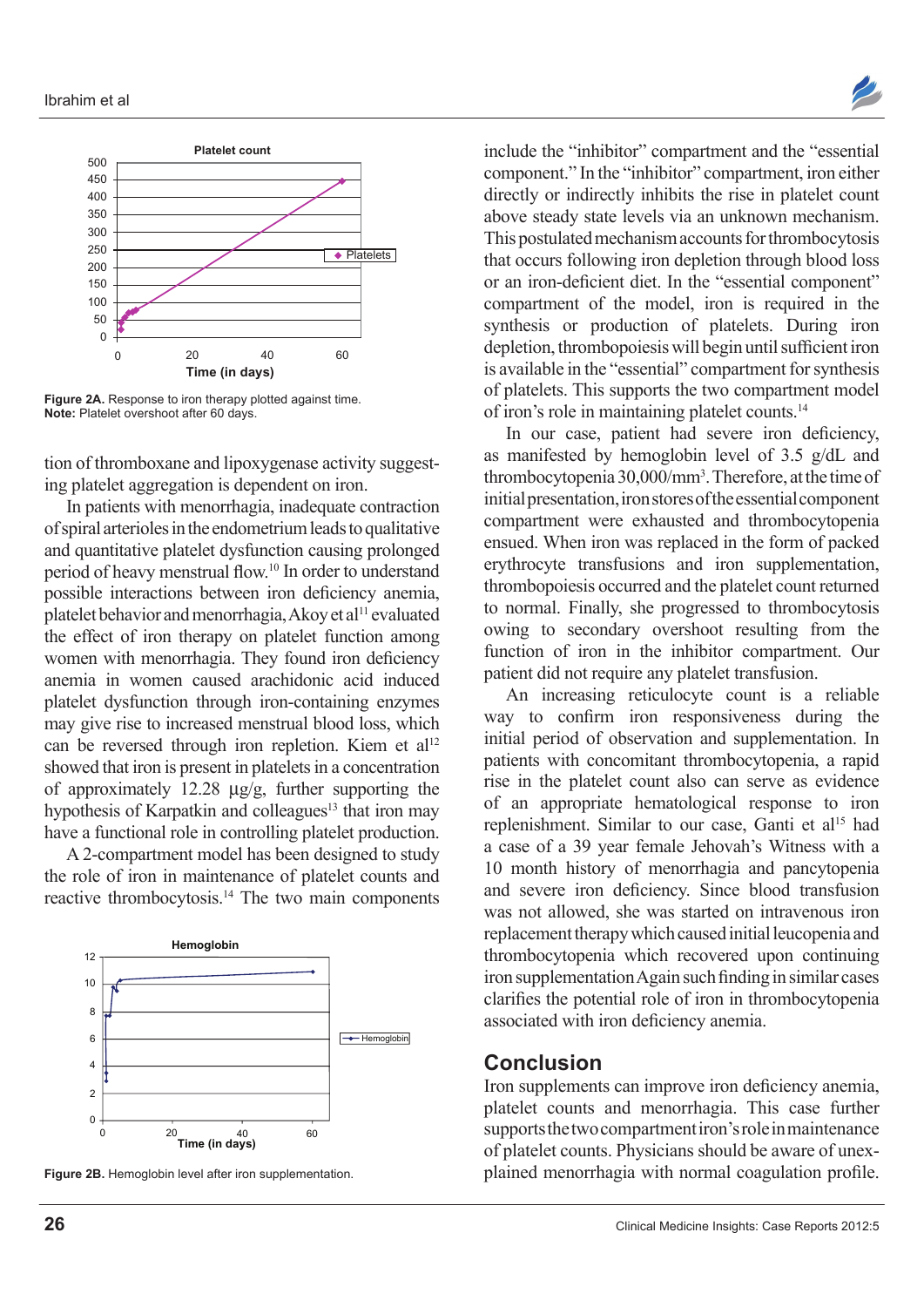Figure 2A. Response to iron therapy plotted against time.
**Note:** Platelet overshoot after 60 days.

tion of thromboxane and lipoxygenase activity suggesting platelet aggregation is dependent on iron.

In patients with menorrhagia, inadequate contraction of spiral arterioles in the endometrium leads to qualitative and quantitative platelet dysfunction causing prolonged period of heavy menstrual flow.[10] In order to understand possible interactions between iron deficiency anemia, platelet behavior and menorrhagia, Akoy et al[11] evaluated the effect of iron therapy on platelet function among women with menorrhagia. They found iron deficiency anemia in women caused arachidonic acid induced platelet dysfunction through iron-containing enzymes may give rise to increased menstrual blood loss, which can be reversed through iron repletion. Kiem et al[12] showed that iron is present in platelets in a concentration of approximately 12.28 µg/g, further supporting the hypothesis of Karpatkin and colleagues[13] that iron may have a functional role in controlling platelet production.

A 2-compartment model has been designed to study the role of iron in maintenance of platelet counts and reactive thrombocytosis.[14] The two main components include the "inhibitor" compartment and the "essential component." In the "inhibitor" compartment, iron either directly or indirectly inhibits the rise in platelet count above steady state levels via an unknown mechanism. This postulated mechanism accounts for thrombocytosis that occurs following iron depletion through blood loss or an iron-deficient diet. In the "essential component" compartment of the model, iron is required in the synthesis or production of platelets. During iron depletion, thrombopoiesis will begin until sufficient iron is available in the "essential" compartment for synthesis of platelets. This supports the two compartment model of iron's role in maintaining platelet counts.[14]

In our case, patient had severe iron deficiency, as manifested by hemoglobin level of 3.5 g/dL and thrombocytopenia 30,000/mm$^3$. Therefore, at the time of initial presentation, iron stores of the essential component compartment were exhausted and thrombocytopenia ensued. When iron was replaced in the form of packed erythrocyte transfusions and iron supplementation, thrombopoiesis occurred and the platelet count returned to normal. Finally, she progressed to thrombocytosis owing to secondary overshoot resulting from the function of iron in the inhibitor compartment. Our patient did not require any platelet transfusion.

An increasing reticulocyte count is a reliable way to confirm iron responsiveness during the initial period of observation and supplementation. In patients with concomitant thrombocytopenia, a rapid rise in the platelet count also can serve as evidence of an appropriate hematological response to iron replenishment. Similar to our case, Ganti et al[15] had a case of a 39 year female Jehovah's Witness with a 10 month history of menorrhagia and pancytopenia and severe iron deficiency. Since blood transfusion was not allowed, she was started on intravenous iron replacement therapy which caused initial leucopenia and thrombocytopenia which recovered upon continuing iron supplementation Again such finding in similar cases clarifies the potential role of iron in thrombocytopenia associated with iron deficiency anemia.

Figure 2B. Hemoglobin level after iron supplementation.

## Conclusion

Iron supplements can improve iron deficiency anemia, platelet counts and menorrhagia. This case further supports the two compartment iron's role in maintenance of platelet counts. Physicians should be aware of unexplained menorrhagia with normal coagulation profile.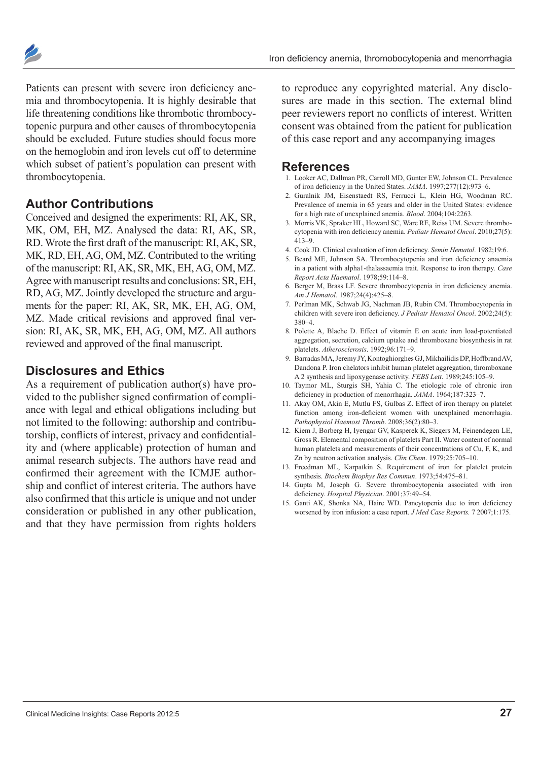Patients can present with severe iron deficiency anemia and thrombocytopenia. It is highly desirable that life threatening conditions like thrombotic thrombocytopenic purpura and other causes of thrombocytopenia should be excluded. Future studies should focus more on the hemoglobin and iron levels cut off to determine which subset of patient's population can present with thrombocytopenia.

## Author Contributions

Conceived and designed the experiments: RI, AK, SR, MK, OM, EH, MZ. Analysed the data: RI, AK, SR, RD. Wrote the first draft of the manuscript: RI, AK, SR, MK, RD, EH, AG, OM, MZ. Contributed to the writing of the manuscript: RI, AK, SR, MK, EH, AG, OM, MZ. Agree with manuscript results and conclusions: SR, EH, RD, AG, MZ. Jointly developed the structure and arguments for the paper: RI, AK, SR, MK, EH, AG, OM, MZ. Made critical revisions and approved final version: RI, AK, SR, MK, EH, AG, OM, MZ. All authors reviewed and approved of the final manuscript.

## Disclosures and Ethics

As a requirement of publication author(s) have provided to the publisher signed confirmation of compliance with legal and ethical obligations including but not limited to the following: authorship and contributorship, conflicts of interest, privacy and confidentiality and (where applicable) protection of human and animal research subjects. The authors have read and confirmed their agreement with the ICMJE authorship and conflict of interest criteria. The authors have also confirmed that this article is unique and not under consideration or published in any other publication, and that they have permission from rights holders to reproduce any copyrighted material. Any disclosures are made in this section. The external blind peer reviewers report no conflicts of interest. Written consent was obtained from the patient for publication of this case report and any accompanying images

## References

1. Looker AC, Dallman PR, Carroll MD, Gunter EW, Johnson CL. Prevalence of iron deficiency in the United States. *JAMA*. 1997;277(12):973–6.
2. Guralnik JM, Eisenstaedt RS, Ferrucci L, Klein HG, Woodman RC. Prevalence of anemia in 65 years and older in the United States: evidence for a high rate of unexplained anemia. *Blood*. 2004;104:2263.
3. Morris VK, Spraker HL, Howard SC, Ware RE, Reiss UM. Severe thrombocytopenia with iron deficiency anemia. *Pediatr Hematol Oncol*. 2010;27(5):413–9.
4. Cook JD. Clinical evaluation of iron deficiency. *Semin Hematol*. 1982;19:6.
5. Beard ME, Johnson SA. Thrombocytopenia and iron deficiency anaemia in a patient with alpha1-thalassaemia trait. Response to iron therapy. *Case Report Acta Haematol*. 1978;59:114–8.
6. Berger M, Brass LF. Severe thrombocytopenia in iron deficiency anemia. *Am J Hematol*. 1987;24(4):425–8.
7. Perlman MK, Schwab JG, Nachman JB, Rubin CM. Thrombocytopenia in children with severe iron deficiency. *J Pediatr Hematol Oncol*. 2002;24(5):380–4.
8. Polette A, Blache D. Effect of vitamin E on acute iron load-potentiated aggregation, secretion, calcium uptake and thromboxane biosynthesis in rat platelets. *Atherosclerosis*. 1992;96:171–9.
9. Barradas MA, Jeremy JY, Kontoghiorghes GJ, Mikhailidis DP, Hoffbrand AV, Dandona P. Iron chelators inhibit human platelet aggregation, thromboxane A 2 synthesis and lipoxygenase activity. *FEBS Lett*. 1989;245:105–9.
10. Taymor ML, Sturgis SH, Yahia C. The etiologic role of chronic iron deficiency in production of menorrhagia. *JAMA*. 1964;187:323–7.
11. Akay OM, Akin E, Mutlu FS, Gulbas Z. Effect of iron therapy on platelet function among iron-deficient women with unexplained menorrhagia. *Pathophysiol Haemost Thromb*. 2008;36(2):80–3.
12. Kiem J, Borberg H, Iyengar GV, Kasperek K, Siegers M, Feinendegen LE, Gross R. Elemental composition of platelets Part II. Water content of normal human platelets and measurements of their concentrations of Cu, F, K, and Zn by neutron activation analysis. *Clin Chem*. 1979;25:705–10.
13. Freedman ML, Karpatkin S. Requirement of iron for platelet protein synthesis. *Biochem Biophys Res Commun*. 1973;54:475–81.
14. Gupta M, Joseph G. Severe thrombocytopenia associated with iron deficiency. *Hospital Physician*. 2001;37:49–54.
15. Ganti AK, Shonka NA, Haire WD. Pancytopenia due to iron deficiency worsened by iron infusion: a case report. *J Med Case Reports.* 7 2007;1:175.